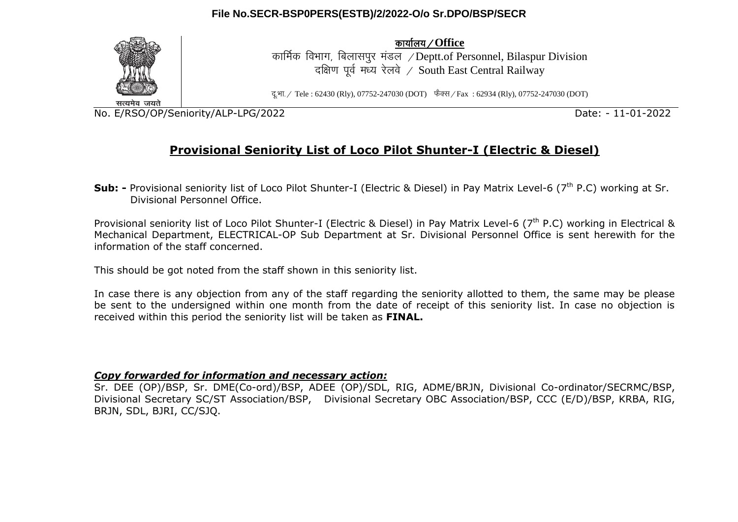File No.SECR-BSP0PERS(ESTB)/2/2022-O/o Sr.DPO/BSP/SECR

सत्यमेव जयते

**कार्यालय / Office**

कार्मिक विभाग, बिलासपुर मंडल / Deptt.of Personnel, Bilaspur Division

दक्षिण पूर्व मध्य रेलवे / South East Central Railway

दू.भा. / Tele : 62430 (Rly), 07752-247030 (DOT) फैक्स / Fax : 62934 (Rly), 07752-247030 (DOT)

No. E/RSO/OP/Seniority/ALP-LPG/2022 Date: - 11-01-2022

## Provisional Seniority List of Loco Pilot Shunter-I (Electric & Diesel)

**Sub: -** Provisional seniority list of Loco Pilot Shunter-I (Electric & Diesel) in Pay Matrix Level-6 (7th P.C) working at Sr. Divisional Personnel Office.

Provisional seniority list of Loco Pilot Shunter-I (Electric & Diesel) in Pay Matrix Level-6 (7th P.C) working in Electrical & Mechanical Department, ELECTRICAL-OP Sub Department at Sr. Divisional Personnel Office is sent herewith for the information of the staff concerned.

This should be got noted from the staff shown in this seniority list.

In case there is any objection from any of the staff regarding the seniority allotted to them, the same may be please be sent to the undersigned within one month from the date of receipt of this seniority list. In case no objection is received within this period the seniority list will be taken as **FINAL.**

***Copy forwarded for information and necessary action:***

Sr. DEE (OP)/BSP, Sr. DME(Co-ord)/BSP, ADEE (OP)/SDL, RIG, ADME/BRJN, Divisional Co-ordinator/SECRMC/BSP, Divisional Secretary SC/ST Association/BSP, Divisional Secretary OBC Association/BSP, CCC (E/D)/BSP, KRBA, RIG, BRJN, SDL, BJRI, CC/SJQ.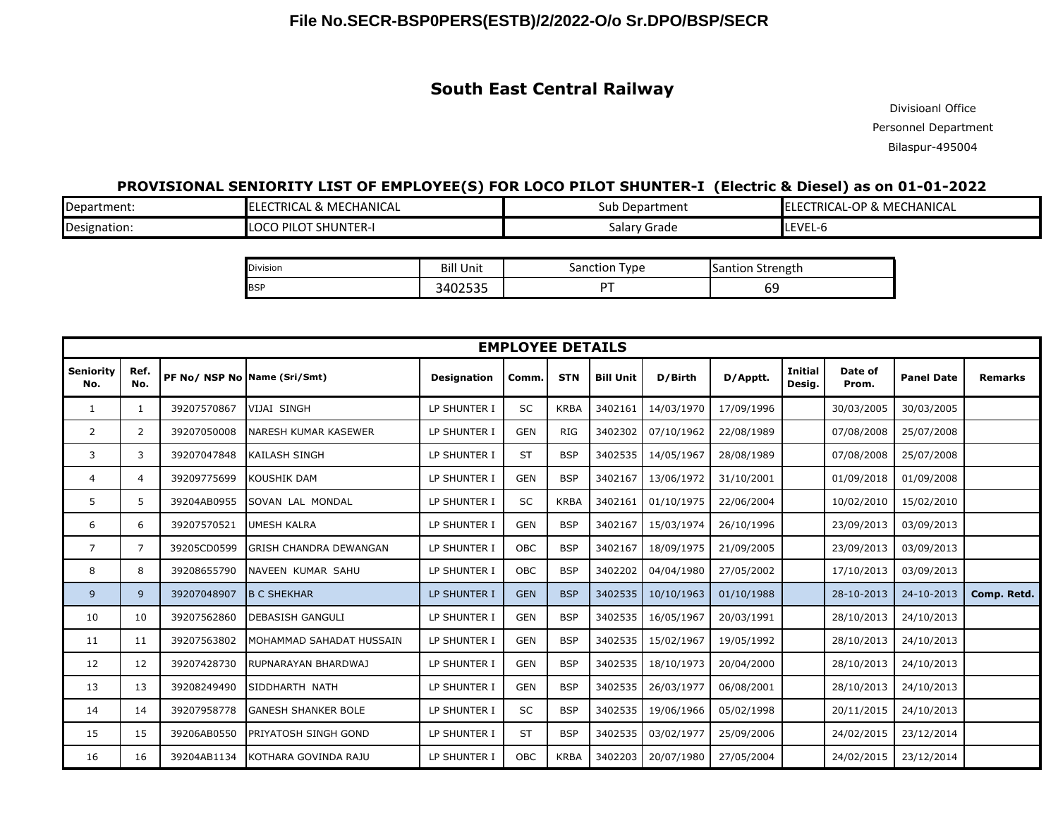File No.SECR-BSP0PERS(ESTB)/2/2022-O/o Sr.DPO/BSP/SECR

## South East Central Railway

Divisioanl Office
Personnel Department
Bilaspur-495004

### PROVISIONAL SENIORITY LIST OF EMPLOYEE(S) FOR LOCO PILOT SHUNTER-I (Electric & Diesel) as on 01-01-2022

| Department: | ELECTRICAL & MECHANICAL | Sub Department | ELECTRICAL-OP & MECHANICAL |
|---|---|---|---|
| Designation: | LOCO PILOT SHUNTER-I | Salary Grade | LEVEL-6 |

| Division | Bill Unit | Sanction Type | Santion Strength |
|---|---|---|---|
| BSP | 3402535 | PT | 69 |

| EMPLOYEE DETAILS | | | | | | | | | | | | | |
|---|---|---|---|---|---|---|---|---|---|---|---|---|---|
| Seniority No. | Ref. No. | PF No/ NSP No | Name (Sri/Smt) | Designation | Comm. | STN | Bill Unit | D/Birth | D/Apptt. | Initial Desig. | Date of Prom. | Panel Date | Remarks |
| 1 | 1 | 39207570867 | VIJAI SINGH | LP SHUNTER I | SC | KRBA | 3402161 | 14/03/1970 | 17/09/1996 | | 30/03/2005 | 30/03/2005 | |
| 2 | 2 | 39207050008 | NARESH KUMAR KASEWER | LP SHUNTER I | GEN | RIG | 3402302 | 07/10/1962 | 22/08/1989 | | 07/08/2008 | 25/07/2008 | |
| 3 | 3 | 39207047848 | KAILASH SINGH | LP SHUNTER I | ST | BSP | 3402535 | 14/05/1967 | 28/08/1989 | | 07/08/2008 | 25/07/2008 | |
| 4 | 4 | 39209775699 | KOUSHIK DAM | LP SHUNTER I | GEN | BSP | 3402167 | 13/06/1972 | 31/10/2001 | | 01/09/2018 | 01/09/2008 | |
| 5 | 5 | 39204AB0955 | SOVAN LAL MONDAL | LP SHUNTER I | SC | KRBA | 3402161 | 01/10/1975 | 22/06/2004 | | 10/02/2010 | 15/02/2010 | |
| 6 | 6 | 39207570521 | UMESH KALRA | LP SHUNTER I | GEN | BSP | 3402167 | 15/03/1974 | 26/10/1996 | | 23/09/2013 | 03/09/2013 | |
| 7 | 7 | 39205CD0599 | GRISH CHANDRA DEWANGAN | LP SHUNTER I | OBC | BSP | 3402167 | 18/09/1975 | 21/09/2005 | | 23/09/2013 | 03/09/2013 | |
| 8 | 8 | 39208655790 | NAVEEN KUMAR SAHU | LP SHUNTER I | OBC | BSP | 3402202 | 04/04/1980 | 27/05/2002 | | 17/10/2013 | 03/09/2013 | |
| 9 | 9 | 39207048907 | B C SHEKHAR | LP SHUNTER I | GEN | BSP | 3402535 | 10/10/1963 | 01/10/1988 | | 28-10-2013 | 24-10-2013 | Comp. Retd. |
| 10 | 10 | 39207562860 | DEBASISH GANGULI | LP SHUNTER I | GEN | BSP | 3402535 | 16/05/1967 | 20/03/1991 | | 28/10/2013 | 24/10/2013 | |
| 11 | 11 | 39207563802 | MOHAMMAD SAHADAT HUSSAIN | LP SHUNTER I | GEN | BSP | 3402535 | 15/02/1967 | 19/05/1992 | | 28/10/2013 | 24/10/2013 | |
| 12 | 12 | 39207428730 | RUPNARAYAN BHARDWAJ | LP SHUNTER I | GEN | BSP | 3402535 | 18/10/1973 | 20/04/2000 | | 28/10/2013 | 24/10/2013 | |
| 13 | 13 | 39208249490 | SIDDHARTH NATH | LP SHUNTER I | GEN | BSP | 3402535 | 26/03/1977 | 06/08/2001 | | 28/10/2013 | 24/10/2013 | |
| 14 | 14 | 39207958778 | GANESH SHANKER BOLE | LP SHUNTER I | SC | BSP | 3402535 | 19/06/1966 | 05/02/1998 | | 20/11/2015 | 24/10/2013 | |
| 15 | 15 | 39206AB0550 | PRIYATOSH SINGH GOND | LP SHUNTER I | ST | BSP | 3402535 | 03/02/1977 | 25/09/2006 | | 24/02/2015 | 23/12/2014 | |
| 16 | 16 | 39204AB1134 | KOTHARA GOVINDA RAJU | LP SHUNTER I | OBC | KRBA | 3402203 | 20/07/1980 | 27/05/2004 | | 24/02/2015 | 23/12/2014 | |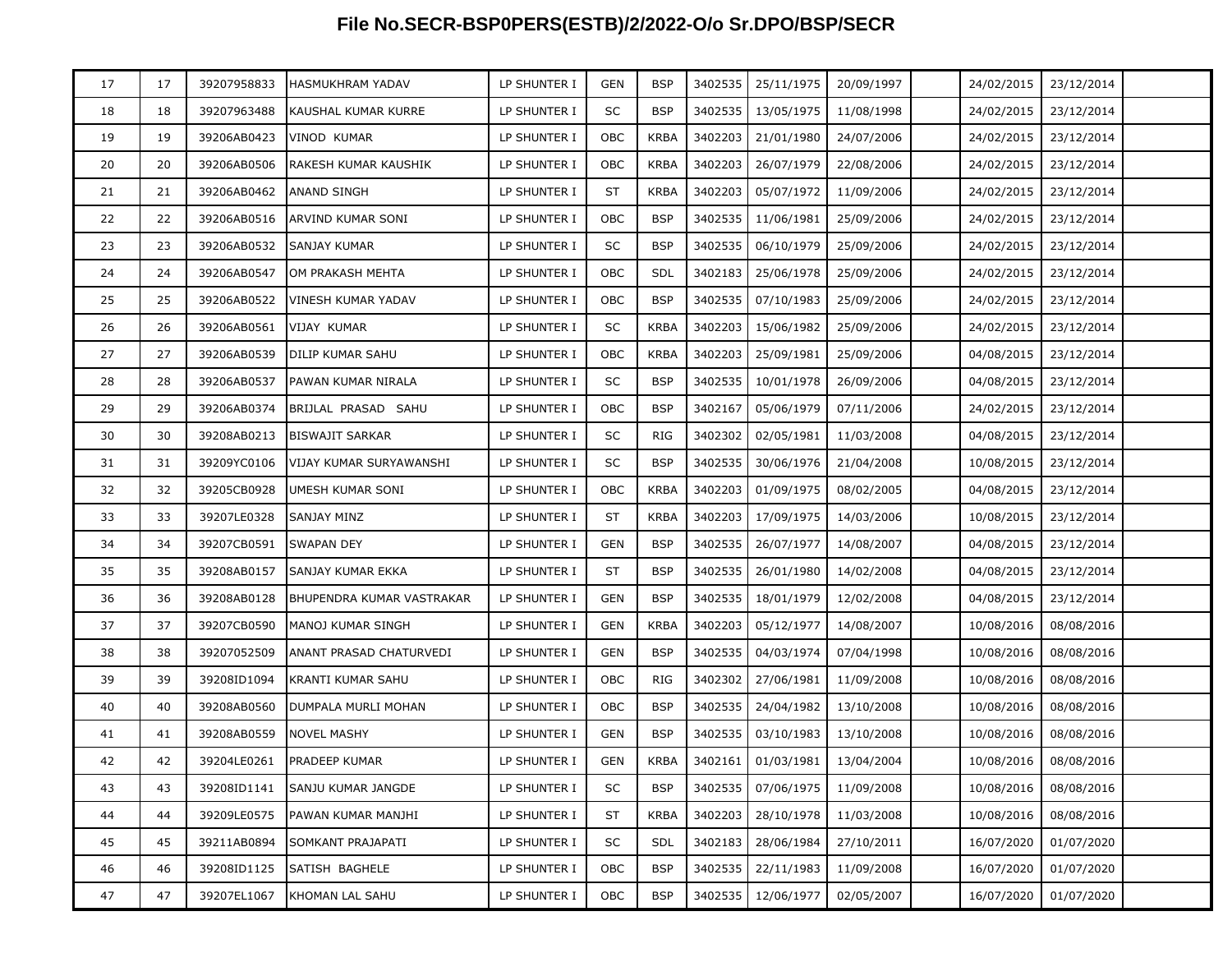| | | | | | | | | | | | | | |
|---|---|---|---|---|---|---|---|---|---|---|---|---|---|
| 17 | 17 | 39207958833 | HASMUKHRAM YADAV | LP SHUNTER I | GEN | BSP | 3402535 | 25/11/1975 | 20/09/1997 | | 24/02/2015 | 23/12/2014 | |
| 18 | 18 | 39207963488 | KAUSHAL KUMAR KURRE | LP SHUNTER I | SC | BSP | 3402535 | 13/05/1975 | 11/08/1998 | | 24/02/2015 | 23/12/2014 | |
| 19 | 19 | 39206AB0423 | VINOD KUMAR | LP SHUNTER I | OBC | KRBA | 3402203 | 21/01/1980 | 24/07/2006 | | 24/02/2015 | 23/12/2014 | |
| 20 | 20 | 39206AB0506 | RAKESH KUMAR KAUSHIK | LP SHUNTER I | OBC | KRBA | 3402203 | 26/07/1979 | 22/08/2006 | | 24/02/2015 | 23/12/2014 | |
| 21 | 21 | 39206AB0462 | ANAND SINGH | LP SHUNTER I | ST | KRBA | 3402203 | 05/07/1972 | 11/09/2006 | | 24/02/2015 | 23/12/2014 | |
| 22 | 22 | 39206AB0516 | ARVIND KUMAR SONI | LP SHUNTER I | OBC | BSP | 3402535 | 11/06/1981 | 25/09/2006 | | 24/02/2015 | 23/12/2014 | |
| 23 | 23 | 39206AB0532 | SANJAY KUMAR | LP SHUNTER I | SC | BSP | 3402535 | 06/10/1979 | 25/09/2006 | | 24/02/2015 | 23/12/2014 | |
| 24 | 24 | 39206AB0547 | OM PRAKASH MEHTA | LP SHUNTER I | OBC | SDL | 3402183 | 25/06/1978 | 25/09/2006 | | 24/02/2015 | 23/12/2014 | |
| 25 | 25 | 39206AB0522 | VINESH KUMAR YADAV | LP SHUNTER I | OBC | BSP | 3402535 | 07/10/1983 | 25/09/2006 | | 24/02/2015 | 23/12/2014 | |
| 26 | 26 | 39206AB0561 | VIJAY KUMAR | LP SHUNTER I | SC | KRBA | 3402203 | 15/06/1982 | 25/09/2006 | | 24/02/2015 | 23/12/2014 | |
| 27 | 27 | 39206AB0539 | DILIP KUMAR SAHU | LP SHUNTER I | OBC | KRBA | 3402203 | 25/09/1981 | 25/09/2006 | | 04/08/2015 | 23/12/2014 | |
| 28 | 28 | 39206AB0537 | PAWAN KUMAR NIRALA | LP SHUNTER I | SC | BSP | 3402535 | 10/01/1978 | 26/09/2006 | | 04/08/2015 | 23/12/2014 | |
| 29 | 29 | 39206AB0374 | BRIJLAL PRASAD SAHU | LP SHUNTER I | OBC | BSP | 3402167 | 05/06/1979 | 07/11/2006 | | 24/02/2015 | 23/12/2014 | |
| 30 | 30 | 39208AB0213 | BISWAJIT SARKAR | LP SHUNTER I | SC | RIG | 3402302 | 02/05/1981 | 11/03/2008 | | 04/08/2015 | 23/12/2014 | |
| 31 | 31 | 39209YC0106 | VIJAY KUMAR SURYAWANSHI | LP SHUNTER I | SC | BSP | 3402535 | 30/06/1976 | 21/04/2008 | | 10/08/2015 | 23/12/2014 | |
| 32 | 32 | 39205CB0928 | UMESH KUMAR SONI | LP SHUNTER I | OBC | KRBA | 3402203 | 01/09/1975 | 08/02/2005 | | 04/08/2015 | 23/12/2014 | |
| 33 | 33 | 39207LE0328 | SANJAY MINZ | LP SHUNTER I | ST | KRBA | 3402203 | 17/09/1975 | 14/03/2006 | | 10/08/2015 | 23/12/2014 | |
| 34 | 34 | 39207CB0591 | SWAPAN DEY | LP SHUNTER I | GEN | BSP | 3402535 | 26/07/1977 | 14/08/2007 | | 04/08/2015 | 23/12/2014 | |
| 35 | 35 | 39208AB0157 | SANJAY KUMAR EKKA | LP SHUNTER I | ST | BSP | 3402535 | 26/01/1980 | 14/02/2008 | | 04/08/2015 | 23/12/2014 | |
| 36 | 36 | 39208AB0128 | BHUPENDRA KUMAR VASTRAKAR | LP SHUNTER I | GEN | BSP | 3402535 | 18/01/1979 | 12/02/2008 | | 04/08/2015 | 23/12/2014 | |
| 37 | 37 | 39207CB0590 | MANOJ KUMAR SINGH | LP SHUNTER I | GEN | KRBA | 3402203 | 05/12/1977 | 14/08/2007 | | 10/08/2016 | 08/08/2016 | |
| 38 | 38 | 39207052509 | ANANT PRASAD CHATURVEDI | LP SHUNTER I | GEN | BSP | 3402535 | 04/03/1974 | 07/04/1998 | | 10/08/2016 | 08/08/2016 | |
| 39 | 39 | 39208ID1094 | KRANTI KUMAR SAHU | LP SHUNTER I | OBC | RIG | 3402302 | 27/06/1981 | 11/09/2008 | | 10/08/2016 | 08/08/2016 | |
| 40 | 40 | 39208AB0560 | DUMPALA MURLI MOHAN | LP SHUNTER I | OBC | BSP | 3402535 | 24/04/1982 | 13/10/2008 | | 10/08/2016 | 08/08/2016 | |
| 41 | 41 | 39208AB0559 | NOVEL MASHY | LP SHUNTER I | GEN | BSP | 3402535 | 03/10/1983 | 13/10/2008 | | 10/08/2016 | 08/08/2016 | |
| 42 | 42 | 39204LE0261 | PRADEEP KUMAR | LP SHUNTER I | GEN | KRBA | 3402161 | 01/03/1981 | 13/04/2004 | | 10/08/2016 | 08/08/2016 | |
| 43 | 43 | 39208ID1141 | SANJU KUMAR JANGDE | LP SHUNTER I | SC | BSP | 3402535 | 07/06/1975 | 11/09/2008 | | 10/08/2016 | 08/08/2016 | |
| 44 | 44 | 39209LE0575 | PAWAN KUMAR MANJHI | LP SHUNTER I | ST | KRBA | 3402203 | 28/10/1978 | 11/03/2008 | | 10/08/2016 | 08/08/2016 | |
| 45 | 45 | 39211AB0894 | SOMKANT PRAJAPATI | LP SHUNTER I | SC | SDL | 3402183 | 28/06/1984 | 27/10/2011 | | 16/07/2020 | 01/07/2020 | |
| 46 | 46 | 39208ID1125 | SATISH BAGHELE | LP SHUNTER I | OBC | BSP | 3402535 | 22/11/1983 | 11/09/2008 | | 16/07/2020 | 01/07/2020 | |
| 47 | 47 | 39207EL1067 | KHOMAN LAL SAHU | LP SHUNTER I | OBC | BSP | 3402535 | 12/06/1977 | 02/05/2007 | | 16/07/2020 | 01/07/2020 | |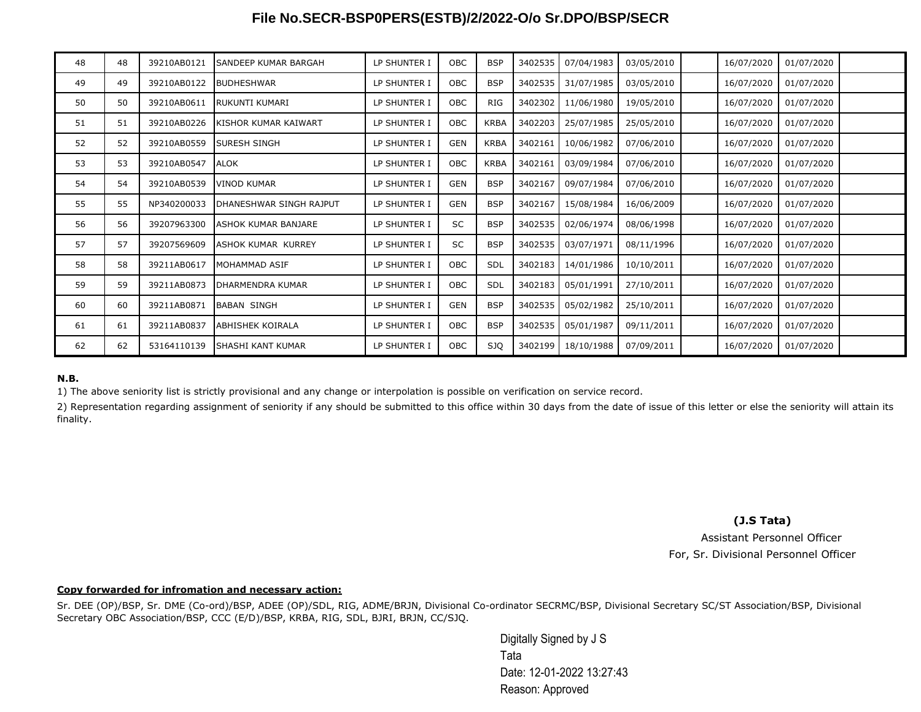# File No.SECR-BSP0PERS(ESTB)/2/2022-O/o Sr.DPO/BSP/SECR

| | | | | | | | | | | | | | |
|---|---|---|---|---|---|---|---|---|---|---|---|---|---|
| 48 | 48 | 39210AB0121 | SANDEEP KUMAR BARGAH | LP SHUNTER I | OBC | BSP | 3402535 | 07/04/1983 | 03/05/2010 | | 16/07/2020 | 01/07/2020 | |
| 49 | 49 | 39210AB0122 | BUDHESHWAR | LP SHUNTER I | OBC | BSP | 3402535 | 31/07/1985 | 03/05/2010 | | 16/07/2020 | 01/07/2020 | |
| 50 | 50 | 39210AB0611 | RUKUNTI KUMARI | LP SHUNTER I | OBC | RIG | 3402302 | 11/06/1980 | 19/05/2010 | | 16/07/2020 | 01/07/2020 | |
| 51 | 51 | 39210AB0226 | KISHOR KUMAR KAIWART | LP SHUNTER I | OBC | KRBA | 3402203 | 25/07/1985 | 25/05/2010 | | 16/07/2020 | 01/07/2020 | |
| 52 | 52 | 39210AB0559 | SURESH SINGH | LP SHUNTER I | GEN | KRBA | 3402161 | 10/06/1982 | 07/06/2010 | | 16/07/2020 | 01/07/2020 | |
| 53 | 53 | 39210AB0547 | ALOK | LP SHUNTER I | OBC | KRBA | 3402161 | 03/09/1984 | 07/06/2010 | | 16/07/2020 | 01/07/2020 | |
| 54 | 54 | 39210AB0539 | VINOD KUMAR | LP SHUNTER I | GEN | BSP | 3402167 | 09/07/1984 | 07/06/2010 | | 16/07/2020 | 01/07/2020 | |
| 55 | 55 | NP340200033 | DHANESHWAR SINGH RAJPUT | LP SHUNTER I | GEN | BSP | 3402167 | 15/08/1984 | 16/06/2009 | | 16/07/2020 | 01/07/2020 | |
| 56 | 56 | 39207963300 | ASHOK KUMAR BANJARE | LP SHUNTER I | SC | BSP | 3402535 | 02/06/1974 | 08/06/1998 | | 16/07/2020 | 01/07/2020 | |
| 57 | 57 | 39207569609 | ASHOK KUMAR KURREY | LP SHUNTER I | SC | BSP | 3402535 | 03/07/1971 | 08/11/1996 | | 16/07/2020 | 01/07/2020 | |
| 58 | 58 | 39211AB0617 | MOHAMMAD ASIF | LP SHUNTER I | OBC | SDL | 3402183 | 14/01/1986 | 10/10/2011 | | 16/07/2020 | 01/07/2020 | |
| 59 | 59 | 39211AB0873 | DHARMENDRA KUMAR | LP SHUNTER I | OBC | SDL | 3402183 | 05/01/1991 | 27/10/2011 | | 16/07/2020 | 01/07/2020 | |
| 60 | 60 | 39211AB0871 | BABAN SINGH | LP SHUNTER I | GEN | BSP | 3402535 | 05/02/1982 | 25/10/2011 | | 16/07/2020 | 01/07/2020 | |
| 61 | 61 | 39211AB0837 | ABHISHEK KOIRALA | LP SHUNTER I | OBC | BSP | 3402535 | 05/01/1987 | 09/11/2011 | | 16/07/2020 | 01/07/2020 | |
| 62 | 62 | 53164110139 | SHASHI KANT KUMAR | LP SHUNTER I | OBC | SJQ | 3402199 | 18/10/1988 | 07/09/2011 | | 16/07/2020 | 01/07/2020 | |

**N.B.**

1) The above seniority list is strictly provisional and any change or interpolation is possible on verification on service record.

2) Representation regarding assignment of seniority if any should be submitted to this office within 30 days from the date of issue of this letter or else the seniority will attain its finality.

**(J.S Tata)**
Assistant Personnel Officer
For, Sr. Divisional Personnel Officer

**Copy forwarded for infromation and necessary action:**

Sr. DEE (OP)/BSP, Sr. DME (Co-ord)/BSP, ADEE (OP)/SDL, RIG, ADME/BRJN, Divisional Co-ordinator SECRMC/BSP, Divisional Secretary SC/ST Association/BSP, Divisional Secretary OBC Association/BSP, CCC (E/D)/BSP, KRBA, RIG, SDL, BJRI, BRJN, CC/SJQ.

Digitally Signed by J S Tata
Date: 12-01-2022 13:27:43
Reason: Approved